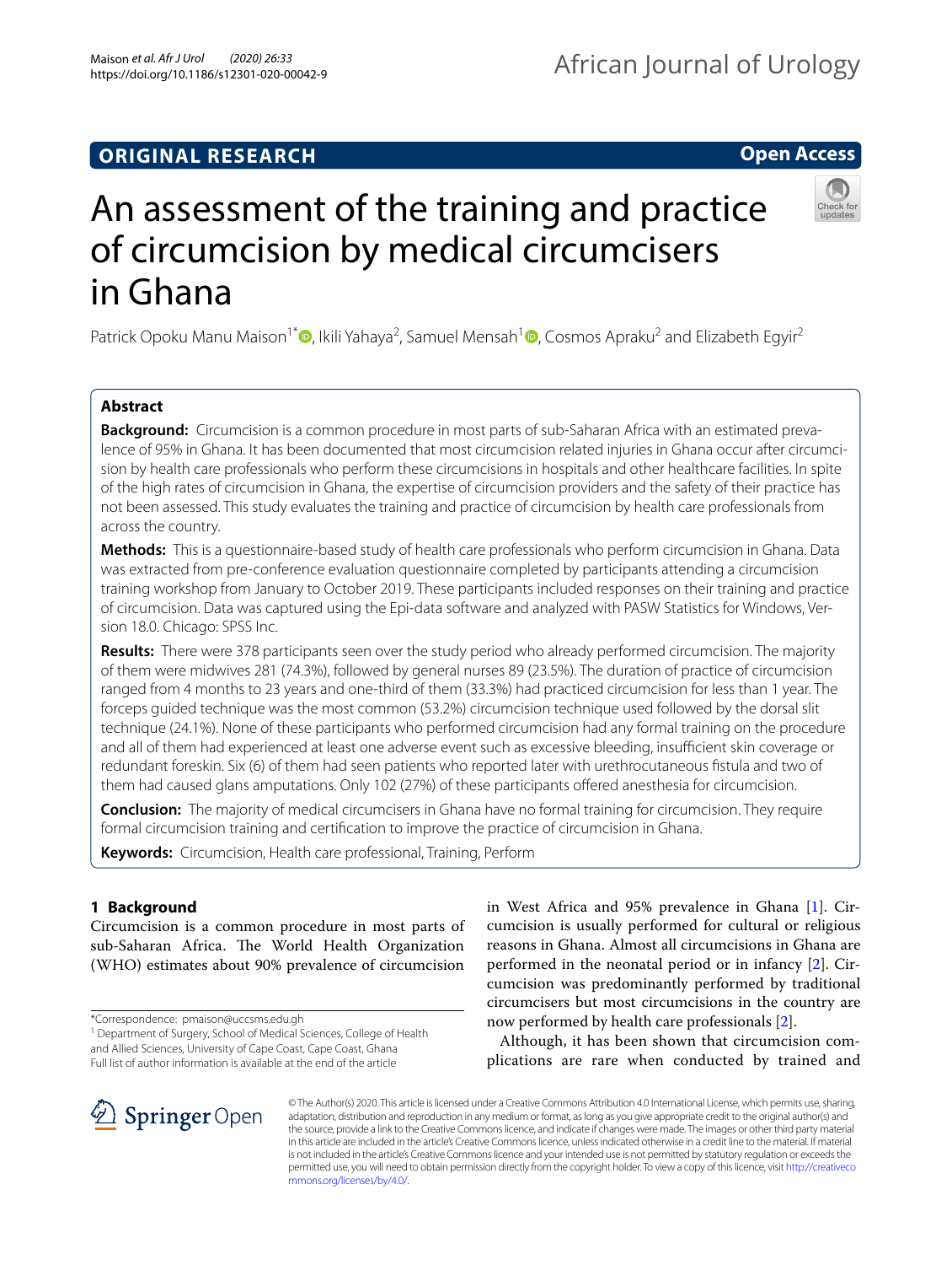ORIGINAL RESEARCH

Open Access

# An assessment of the training and practice of circumcision by medical circumcisers in Ghana

Patrick Opoku Manu Maison[1*], Ikili Yahaya[2], Samuel Mensah[1], Cosmos Apraku[2] and Elizabeth Egyir[2]

## Abstract

**Background:** Circumcision is a common procedure in most parts of sub-Saharan Africa with an estimated prevalence of 95% in Ghana. It has been documented that most circumcision related injuries in Ghana occur after circumcision by health care professionals who perform these circumcisions in hospitals and other healthcare facilities. In spite of the high rates of circumcision in Ghana, the expertise of circumcision providers and the safety of their practice has not been assessed. This study evaluates the training and practice of circumcision by health care professionals from across the country.

**Methods:** This is a questionnaire-based study of health care professionals who perform circumcision in Ghana. Data was extracted from pre-conference evaluation questionnaire completed by participants attending a circumcision training workshop from January to October 2019. These participants included responses on their training and practice of circumcision. Data was captured using the Epi-data software and analyzed with PASW Statistics for Windows, Version 18.0. Chicago: SPSS Inc.

**Results:** There were 378 participants seen over the study period who already performed circumcision. The majority of them were midwives 281 (74.3%), followed by general nurses 89 (23.5%). The duration of practice of circumcision ranged from 4 months to 23 years and one-third of them (33.3%) had practiced circumcision for less than 1 year. The forceps guided technique was the most common (53.2%) circumcision technique used followed by the dorsal slit technique (24.1%). None of these participants who performed circumcision had any formal training on the procedure and all of them had experienced at least one adverse event such as excessive bleeding, insufficient skin coverage or redundant foreskin. Six (6) of them had seen patients who reported later with urethrocutaneous fistula and two of them had caused glans amputations. Only 102 (27%) of these participants offered anesthesia for circumcision.

**Conclusion:** The majority of medical circumcisers in Ghana have no formal training for circumcision. They require formal circumcision training and certification to improve the practice of circumcision in Ghana.

**Keywords:** Circumcision, Health care professional, Training, Perform

## 1 Background

Circumcision is a common procedure in most parts of sub-Saharan Africa. The World Health Organization (WHO) estimates about 90% prevalence of circumcision in West Africa and 95% prevalence in Ghana [1]. Circumcision is usually performed for cultural or religious reasons in Ghana. Almost all circumcisions in Ghana are performed in the neonatal period or in infancy [2]. Circumcision was predominantly performed by traditional circumcisers but most circumcisions in the country are now performed by health care professionals [2].

Although, it has been shown that circumcision complications are rare when conducted by trained and

*Correspondence: pmaison@uccsms.edu.gh

[1] Department of Surgery, School of Medical Sciences, College of Health and Allied Sciences, University of Cape Coast, Cape Coast, Ghana

Full list of author information is available at the end of the article

© The Author(s) 2020. This article is licensed under a Creative Commons Attribution 4.0 International License, which permits use, sharing, adaptation, distribution and reproduction in any medium or format, as long as you give appropriate credit to the original author(s) and the source, provide a link to the Creative Commons licence, and indicate if changes were made. The images or other third party material in this article are included in the article's Creative Commons licence, unless indicated otherwise in a credit line to the material. If material is not included in the article's Creative Commons licence and your intended use is not permitted by statutory regulation or exceeds the permitted use, you will need to obtain permission directly from the copyright holder. To view a copy of this licence, visit http://creativecommons.org/licenses/by/4.0/.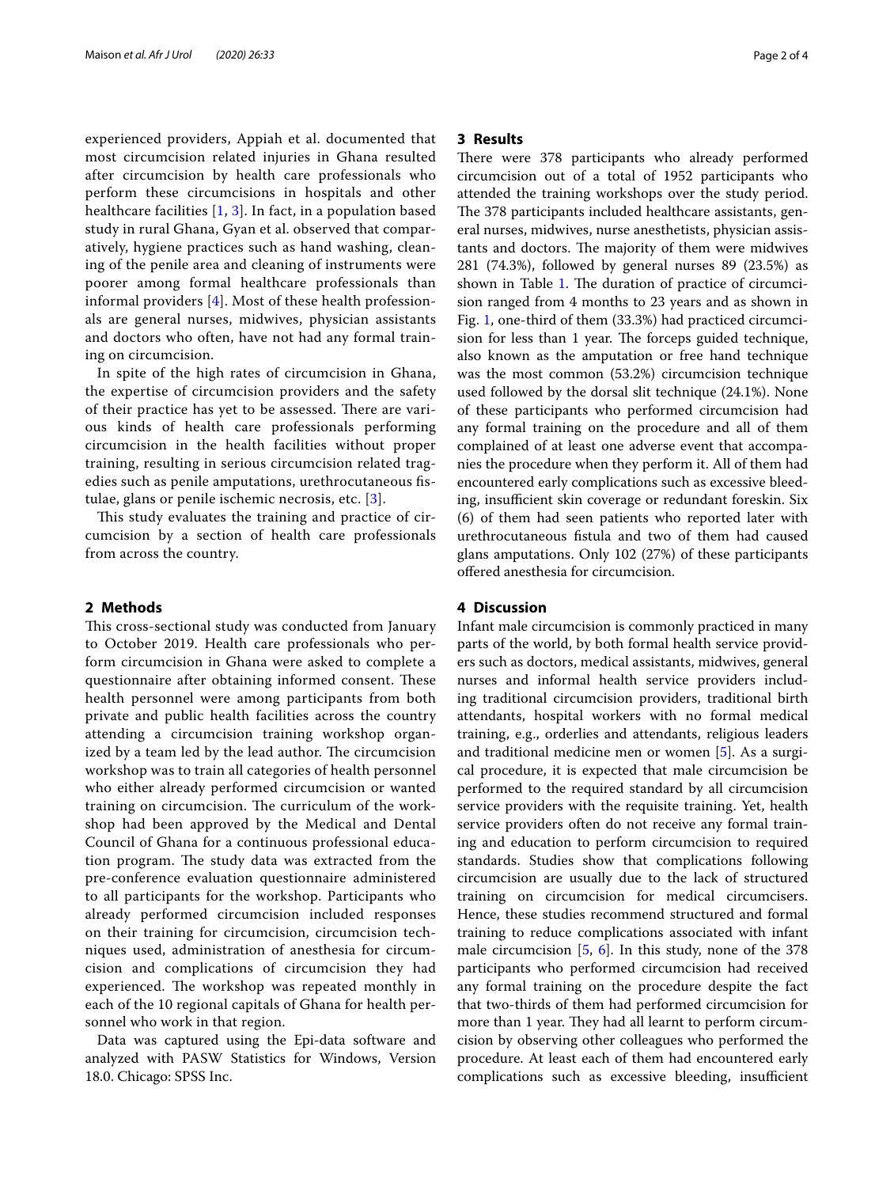experienced providers, Appiah et al. documented that most circumcision related injuries in Ghana resulted after circumcision by health care professionals who perform these circumcisions in hospitals and other healthcare facilities [1, 3]. In fact, in a population based study in rural Ghana, Gyan et al. observed that comparatively, hygiene practices such as hand washing, cleaning of the penile area and cleaning of instruments were poorer among formal healthcare professionals than informal providers [4]. Most of these health professionals are general nurses, midwives, physician assistants and doctors who often, have not had any formal training on circumcision.

In spite of the high rates of circumcision in Ghana, the expertise of circumcision providers and the safety of their practice has yet to be assessed. There are various kinds of health care professionals performing circumcision in the health facilities without proper training, resulting in serious circumcision related tragedies such as penile amputations, urethrocutaneous fistulae, glans or penile ischemic necrosis, etc. [3].

This study evaluates the training and practice of circumcision by a section of health care professionals from across the country.

## 2 Methods

This cross-sectional study was conducted from January to October 2019. Health care professionals who perform circumcision in Ghana were asked to complete a questionnaire after obtaining informed consent. These health personnel were among participants from both private and public health facilities across the country attending a circumcision training workshop organized by a team led by the lead author. The circumcision workshop was to train all categories of health personnel who either already performed circumcision or wanted training on circumcision. The curriculum of the workshop had been approved by the Medical and Dental Council of Ghana for a continuous professional education program. The study data was extracted from the pre-conference evaluation questionnaire administered to all participants for the workshop. Participants who already performed circumcision included responses on their training for circumcision, circumcision techniques used, administration of anesthesia for circumcision and complications of circumcision they had experienced. The workshop was repeated monthly in each of the 10 regional capitals of Ghana for health personnel who work in that region.

Data was captured using the Epi-data software and analyzed with PASW Statistics for Windows, Version 18.0. Chicago: SPSS Inc.

## 3 Results

There were 378 participants who already performed circumcision out of a total of 1952 participants who attended the training workshops over the study period. The 378 participants included healthcare assistants, general nurses, midwives, nurse anesthetists, physician assistants and doctors. The majority of them were midwives 281 (74.3%), followed by general nurses 89 (23.5%) as shown in Table 1. The duration of practice of circumcision ranged from 4 months to 23 years and as shown in Fig. 1, one-third of them (33.3%) had practiced circumcision for less than 1 year. The forceps guided technique, also known as the amputation or free hand technique was the most common (53.2%) circumcision technique used followed by the dorsal slit technique (24.1%). None of these participants who performed circumcision had any formal training on the procedure and all of them complained of at least one adverse event that accompanies the procedure when they perform it. All of them had encountered early complications such as excessive bleeding, insufficient skin coverage or redundant foreskin. Six (6) of them had seen patients who reported later with urethrocutaneous fistula and two of them had caused glans amputations. Only 102 (27%) of these participants offered anesthesia for circumcision.

## 4 Discussion

Infant male circumcision is commonly practiced in many parts of the world, by both formal health service providers such as doctors, medical assistants, midwives, general nurses and informal health service providers including traditional circumcision providers, traditional birth attendants, hospital workers with no formal medical training, e.g., orderlies and attendants, religious leaders and traditional medicine men or women [5]. As a surgical procedure, it is expected that male circumcision be performed to the required standard by all circumcision service providers with the requisite training. Yet, health service providers often do not receive any formal training and education to perform circumcision to required standards. Studies show that complications following circumcision are usually due to the lack of structured training on circumcision for medical circumcisers. Hence, these studies recommend structured and formal training to reduce complications associated with infant male circumcision [5, 6]. In this study, none of the 378 participants who performed circumcision had received any formal training on the procedure despite the fact that two-thirds of them had performed circumcision for more than 1 year. They had all learnt to perform circumcision by observing other colleagues who performed the procedure. At least each of them had encountered early complications such as excessive bleeding, insufficient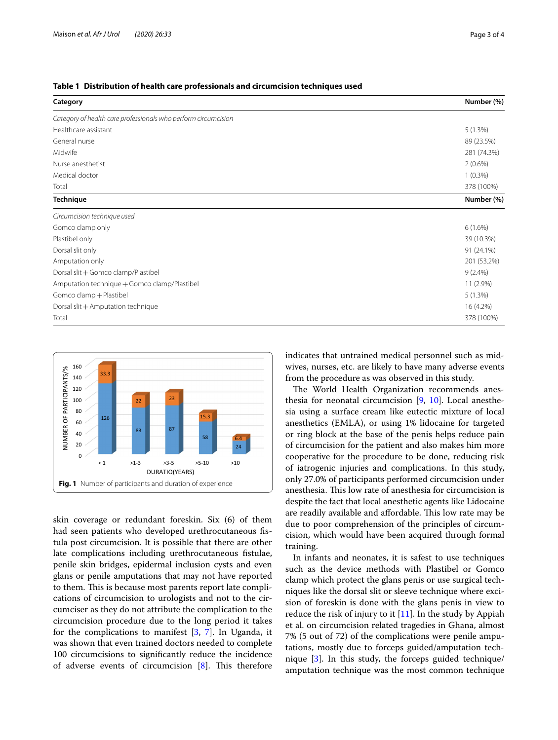**Table 1 Distribution of health care professionals and circumcision techniques used**

| Category | Number (%) |
|---|---|
| *Category of health care professionals who perform circumcision* | |
| Healthcare assistant | 5 (1.3%) |
| General nurse | 89 (23.5%) |
| Midwife | 281 (74.3%) |
| Nurse anesthetist | 2 (0.6%) |
| Medical doctor | 1 (0.3%) |
| Total | 378 (100%) |
| **Technique** | **Number (%)** |
| *Circumcision technique used* | |
| Gomco clamp only | 6 (1.6%) |
| Plastibel only | 39 (10.3%) |
| Dorsal slit only | 91 (24.1%) |
| Amputation only | 201 (53.2%) |
| Dorsal slit + Gomco clamp/Plastibel | 9 (2.4%) |
| Amputation technique + Gomco clamp/Plastibel | 11 (2.9%) |
| Gomco clamp + Plastibel | 5 (1.3%) |
| Dorsal slit + Amputation technique | 16 (4.2%) |
| Total | 378 (100%) |

**Fig. 1** Number of participants and duration of experience

skin coverage or redundant foreskin. Six (6) of them had seen patients who developed urethrocutaneous fistula post circumcision. It is possible that there are other late complications including urethrocutaneous fistulae, penile skin bridges, epidermal inclusion cysts and even glans or penile amputations that may not have reported to them. This is because most parents report late complications of circumcision to urologists and not to the circumciser as they do not attribute the complication to the circumcision procedure due to the long period it takes for the complications to manifest [3, 7]. In Uganda, it was shown that even trained doctors needed to complete 100 circumcisions to significantly reduce the incidence of adverse events of circumcision [8]. This therefore indicates that untrained medical personnel such as midwives, nurses, etc. are likely to have many adverse events from the procedure as was observed in this study.

The World Health Organization recommends anesthesia for neonatal circumcision [9, 10]. Local anesthesia using a surface cream like eutectic mixture of local anesthetics (EMLA), or using 1% lidocaine for targeted or ring block at the base of the penis helps reduce pain of circumcision for the patient and also makes him more cooperative for the procedure to be done, reducing risk of iatrogenic injuries and complications. In this study, only 27.0% of participants performed circumcision under anesthesia. This low rate of anesthesia for circumcision is despite the fact that local anesthetic agents like Lidocaine are readily available and affordable. This low rate may be due to poor comprehension of the principles of circumcision, which would have been acquired through formal training.

In infants and neonates, it is safest to use techniques such as the device methods with Plastibel or Gomco clamp which protect the glans penis or use surgical techniques like the dorsal slit or sleeve technique where excision of foreskin is done with the glans penis in view to reduce the risk of injury to it [11]. In the study by Appiah et al. on circumcision related tragedies in Ghana, almost 7% (5 out of 72) of the complications were penile amputations, mostly due to forceps guided/amputation technique [3]. In this study, the forceps guided technique/amputation technique was the most common technique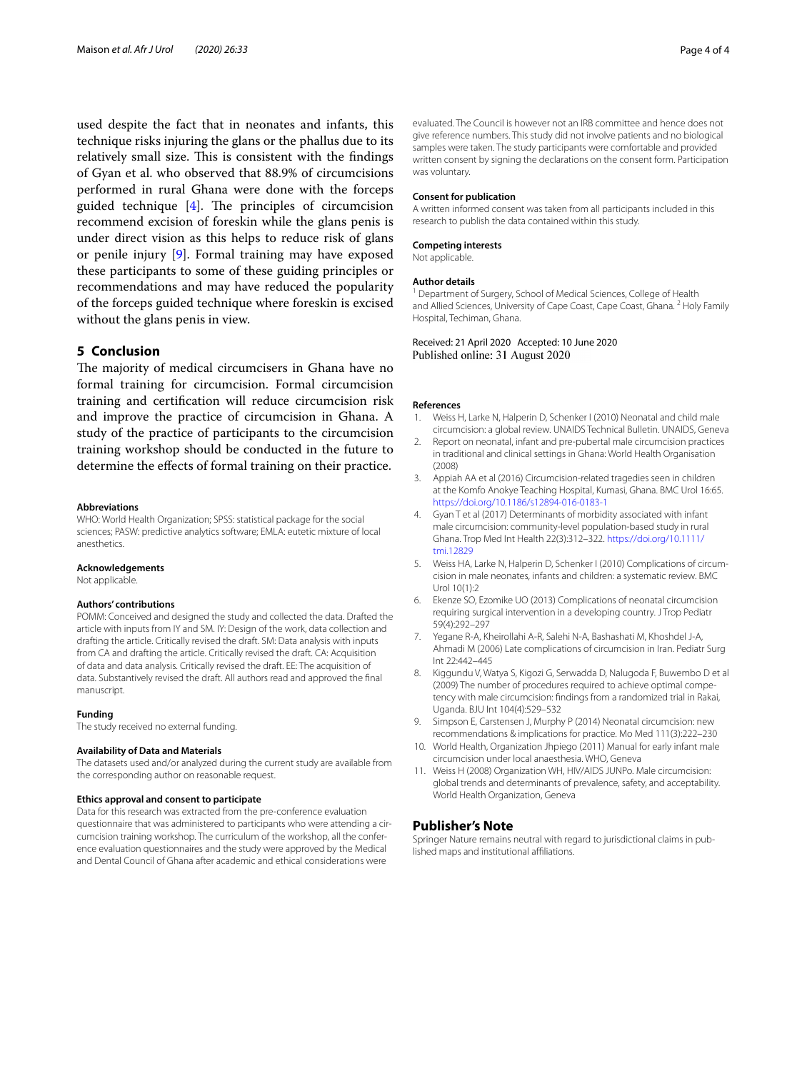used despite the fact that in neonates and infants, this technique risks injuring the glans or the phallus due to its relatively small size. This is consistent with the findings of Gyan et al. who observed that 88.9% of circumcisions performed in rural Ghana were done with the forceps guided technique [4]. The principles of circumcision recommend excision of foreskin while the glans penis is under direct vision as this helps to reduce risk of glans or penile injury [9]. Formal training may have exposed these participants to some of these guiding principles or recommendations and may have reduced the popularity of the forceps guided technique where foreskin is excised without the glans penis in view.

## 5 Conclusion

The majority of medical circumcisers in Ghana have no formal training for circumcision. Formal circumcision training and certification will reduce circumcision risk and improve the practice of circumcision in Ghana. A study of the practice of participants to the circumcision training workshop should be conducted in the future to determine the effects of formal training on their practice.

#### Abbreviations

WHO: World Health Organization; SPSS: statistical package for the social sciences; PASW: predictive analytics software; EMLA: eutetic mixture of local anesthetics.

#### Acknowledgements

Not applicable.

#### Authors' contributions

POMM: Conceived and designed the study and collected the data. Drafted the article with inputs from IY and SM. IY: Design of the work, data collection and drafting the article. Critically revised the draft. SM: Data analysis with inputs from CA and drafting the article. Critically revised the draft. CA: Acquisition of data and data analysis. Critically revised the draft. EE: The acquisition of data. Substantively revised the draft. All authors read and approved the final manuscript.

#### Funding

The study received no external funding.

#### Availability of Data and Materials

The datasets used and/or analyzed during the current study are available from the corresponding author on reasonable request.

#### Ethics approval and consent to participate

Data for this research was extracted from the pre-conference evaluation questionnaire that was administered to participants who were attending a circumcision training workshop. The curriculum of the workshop, all the conference evaluation questionnaires and the study were approved by the Medical and Dental Council of Ghana after academic and ethical considerations were evaluated. The Council is however not an IRB committee and hence does not give reference numbers. This study did not involve patients and no biological samples were taken. The study participants were comfortable and provided written consent by signing the declarations on the consent form. Participation was voluntary.

#### Consent for publication

A written informed consent was taken from all participants included in this research to publish the data contained within this study.

#### Competing interests

Not applicable.

#### Author details

[1] Department of Surgery, School of Medical Sciences, College of Health and Allied Sciences, University of Cape Coast, Cape Coast, Ghana. [2] Holy Family Hospital, Techiman, Ghana.

Received: 21 April 2020 Accepted: 10 June 2020
Published online: 31 August 2020

#### References

1. Weiss H, Larke N, Halperin D, Schenker I (2010) Neonatal and child male circumcision: a global review. UNAIDS Technical Bulletin. UNAIDS, Geneva
2. Report on neonatal, infant and pre-pubertal male circumcision practices in traditional and clinical settings in Ghana: World Health Organisation (2008)
3. Appiah AA et al (2016) Circumcision-related tragedies seen in children at the Komfo Anokye Teaching Hospital, Kumasi, Ghana. BMC Urol 16:65. https://doi.org/10.1186/s12894-016-0183-1
4. Gyan T et al (2017) Determinants of morbidity associated with infant male circumcision: community-level population-based study in rural Ghana. Trop Med Int Health 22(3):312–322. https://doi.org/10.1111/tmi.12829
5. Weiss HA, Larke N, Halperin D, Schenker I (2010) Complications of circumcision in male neonates, infants and children: a systematic review. BMC Urol 10(1):2
6. Ekenze SO, Ezomike UO (2013) Complications of neonatal circumcision requiring surgical intervention in a developing country. J Trop Pediatr 59(4):292–297
7. Yegane R-A, Kheirollahi A-R, Salehi N-A, Bashashati M, Khoshdel J-A, Ahmadi M (2006) Late complications of circumcision in Iran. Pediatr Surg Int 22:442–445
8. Kiggundu V, Watya S, Kigozi G, Serwadda D, Nalugoda F, Buwembo D et al (2009) The number of procedures required to achieve optimal competency with male circumcision: findings from a randomized trial in Rakai, Uganda. BJU Int 104(4):529–532
9. Simpson E, Carstensen J, Murphy P (2014) Neonatal circumcision: new recommendations & implications for practice. Mo Med 111(3):222–230
10. World Health, Organization Jhpiego (2011) Manual for early infant male circumcision under local anaesthesia. WHO, Geneva
11. Weiss H (2008) Organization WH, HIV/AIDS JUNPo. Male circumcision: global trends and determinants of prevalence, safety, and acceptability. World Health Organization, Geneva

## Publisher's Note

Springer Nature remains neutral with regard to jurisdictional claims in published maps and institutional affiliations.